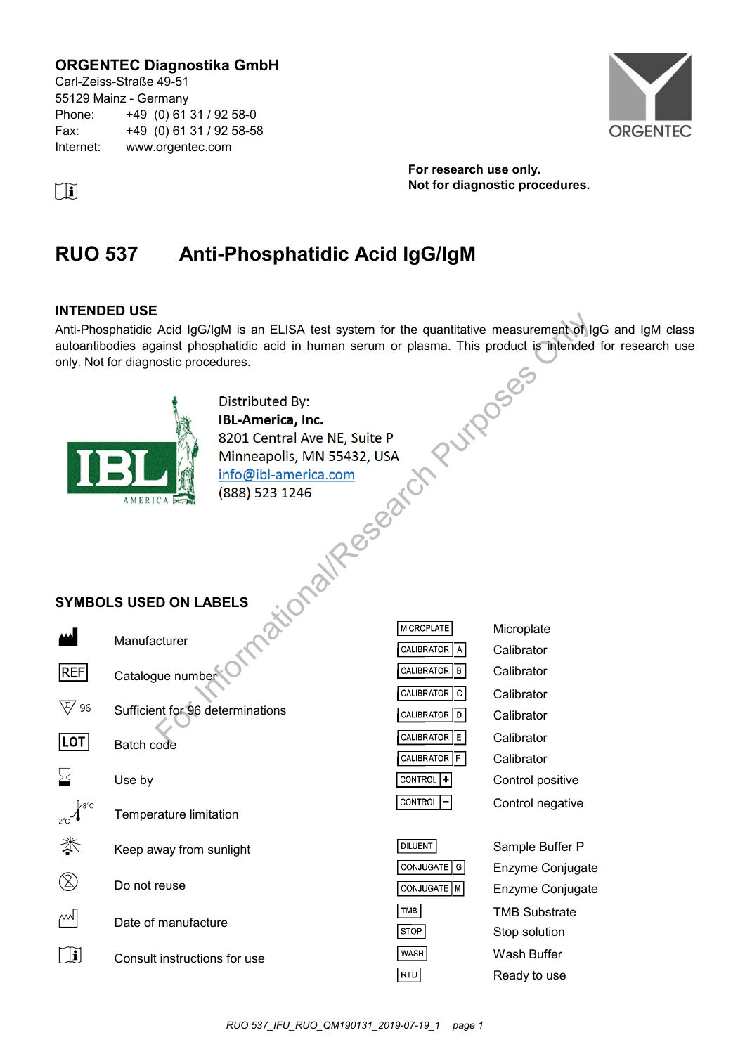**ORGENTEC Diagnostika GmbH**
Carl-Zeiss-Straße 49-51
55129 Mainz - Germany
Phone: +49 (0) 61 31 / 92 58-0
Fax: +49 (0) 61 31 / 92 58-58
Internet: www.orgentec.com

**For research use only.**
**Not for diagnostic procedures.**

# RUO 537 Anti-Phosphatidic Acid IgG/IgM

## INTENDED USE

Anti-Phosphatidic Acid IgG/IgM is an ELISA test system for the quantitative measurement of IgG and IgM class autoantibodies against phosphatidic acid in human serum or plasma. This product is intended for research use only. Not for diagnostic procedures.

Distributed By:
**IBL-America, Inc.**
8201 Central Ave NE, Suite P
Minneapolis, MN 55432, USA
info@ibl-america.com
(888) 523 1246

For Informational/Research Purposes Only

## SYMBOLS USED ON LABELS

| Symbol | Meaning |
|---|---|
| (Manufacturer symbol) | Manufacturer |
| REF | Catalogue number |
| Σ 96 | Sufficient for 96 determinations |
| LOT | Batch code |
| (Hourglass symbol) | Use by |
| 2°C – 8°C | Temperature limitation |
| (Sunlight symbol) | Keep away from sunlight |
| (Do not reuse symbol) | Do not reuse |
| (Date of manufacture symbol) | Date of manufacture |
| (Instructions symbol) | Consult instructions for use |

| Symbol | Meaning |
|---|---|
| MICROPLATE | Microplate |
| CALIBRATOR A | Calibrator |
| CALIBRATOR B | Calibrator |
| CALIBRATOR C | Calibrator |
| CALIBRATOR D | Calibrator |
| CALIBRATOR E | Calibrator |
| CALIBRATOR F | Calibrator |
| CONTROL + | Control positive |
| CONTROL – | Control negative |
| DILUENT | Sample Buffer P |
| CONJUGATE G | Enzyme Conjugate |
| CONJUGATE M | Enzyme Conjugate |
| TMB | TMB Substrate |
| STOP | Stop solution |
| WASH | Wash Buffer |
| RTU | Ready to use |

RUO 537_IFU_RUO_QM190131_2019-07-19_1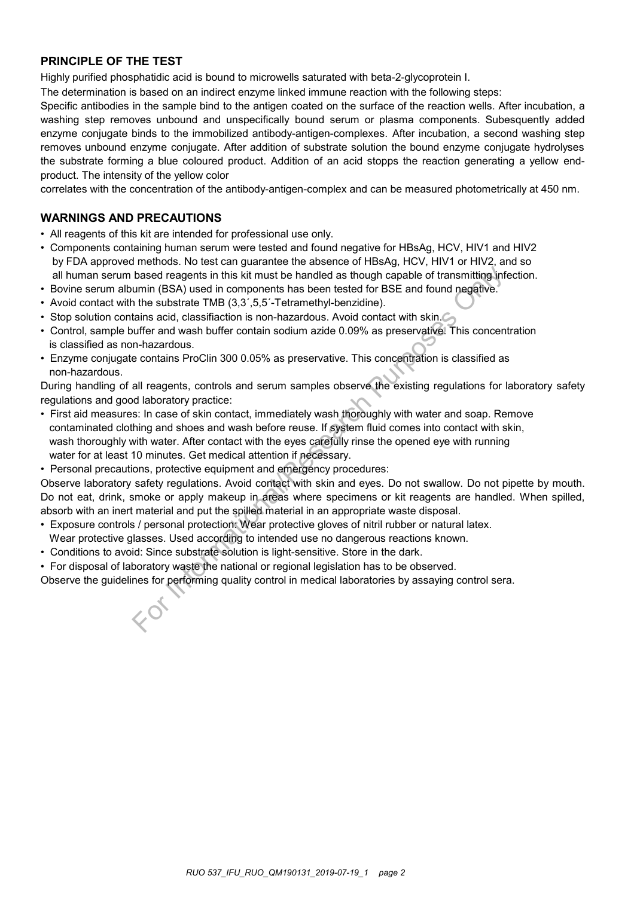## PRINCIPLE OF THE TEST

Highly purified phosphatidic acid is bound to microwells saturated with beta-2-glycoprotein I.

The determination is based on an indirect enzyme linked immune reaction with the following steps:

Specific antibodies in the sample bind to the antigen coated on the surface of the reaction wells. After incubation, a washing step removes unbound and unspecifically bound serum or plasma components. Subesquently added enzyme conjugate binds to the immobilized antibody-antigen-complexes. After incubation, a second washing step removes unbound enzyme conjugate. After addition of substrate solution the bound enzyme conjugate hydrolyses the substrate forming a blue coloured product. Addition of an acid stopps the reaction generating a yellow end-product. The intensity of the yellow color correlates with the concentration of the antibody-antigen-complex and can be measured photometrically at 450 nm.

## WARNINGS AND PRECAUTIONS

- All reagents of this kit are intended for professional use only.
- Components containing human serum were tested and found negative for HBsAg, HCV, HIV1 and HIV2 by FDA approved methods. No test can guarantee the absence of HBsAg, HCV, HIV1 or HIV2, and so all human serum based reagents in this kit must be handled as though capable of transmitting infection.
- Bovine serum albumin (BSA) used in components has been tested for BSE and found negative.
- Avoid contact with the substrate TMB (3,3´,5,5´-Tetramethyl-benzidine).
- Stop solution contains acid, classifiaction is non-hazardous. Avoid contact with skin.
- Control, sample buffer and wash buffer contain sodium azide 0.09% as preservative. This concentration is classified as non-hazardous.
- Enzyme conjugate contains ProClin 300 0.05% as preservative. This concentration is classified as non-hazardous.

During handling of all reagents, controls and serum samples observe the existing regulations for laboratory safety regulations and good laboratory practice:

- First aid measures: In case of skin contact, immediately wash thoroughly with water and soap. Remove contaminated clothing and shoes and wash before reuse. If system fluid comes into contact with skin, wash thoroughly with water. After contact with the eyes carefully rinse the opened eye with running water for at least 10 minutes. Get medical attention if necessary.
- Personal precautions, protective equipment and emergency procedures:

Observe laboratory safety regulations. Avoid contact with skin and eyes. Do not swallow. Do not pipette by mouth. Do not eat, drink, smoke or apply makeup in areas where specimens or kit reagents are handled. When spilled, absorb with an inert material and put the spilled material in an appropriate waste disposal.

- Exposure controls / personal protection: Wear protective gloves of nitril rubber or natural latex. Wear protective glasses. Used according to intended use no dangerous reactions known.
- Conditions to avoid: Since substrate solution is light-sensitive. Store in the dark.
- For disposal of laboratory waste the national or regional legislation has to be observed.

Observe the guidelines for performing quality control in medical laboratories by assaying control sera.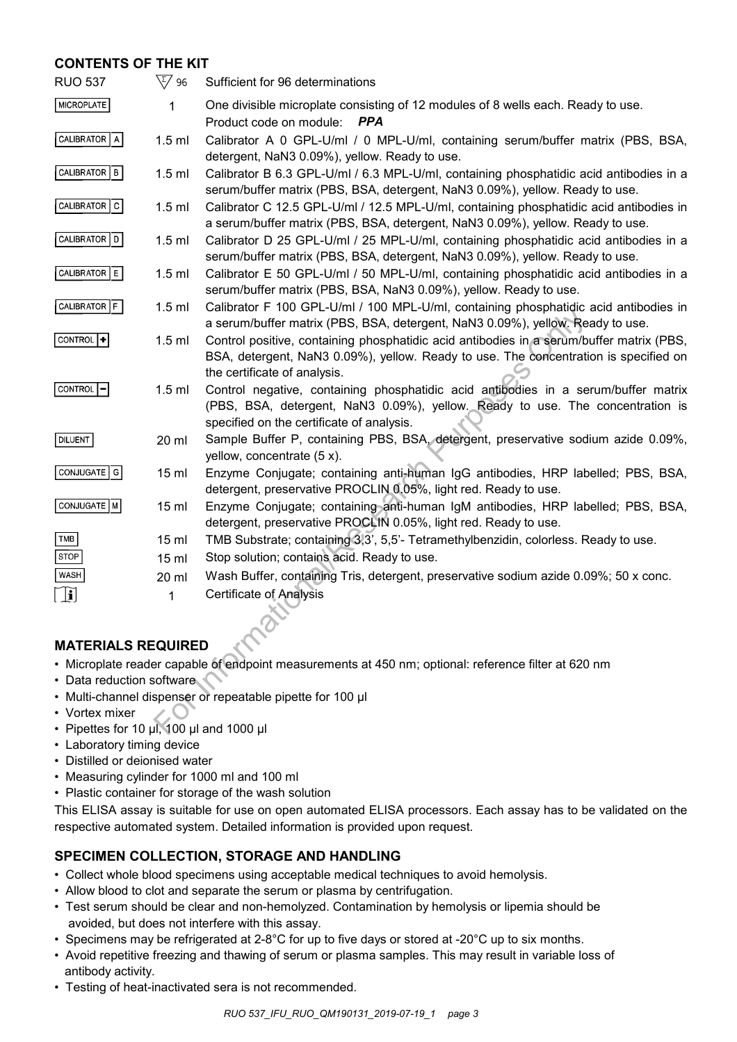## CONTENTS OF THE KIT

| | | |
|---|---|---|
| RUO 537 | Σ 96 | Sufficient for 96 determinations |
| MICROPLATE | 1 | One divisible microplate consisting of 12 modules of 8 wells each. Ready to use. Product code on module: ***PPA*** |
| CALIBRATOR A | 1.5 ml | Calibrator A 0 GPL-U/ml / 0 MPL-U/ml, containing serum/buffer matrix (PBS, BSA, detergent, NaN3 0.09%), yellow. Ready to use. |
| CALIBRATOR B | 1.5 ml | Calibrator B 6.3 GPL-U/ml / 6.3 MPL-U/ml, containing phosphatidic acid antibodies in a serum/buffer matrix (PBS, BSA, detergent, NaN3 0.09%), yellow. Ready to use. |
| CALIBRATOR C | 1.5 ml | Calibrator C 12.5 GPL-U/ml / 12.5 MPL-U/ml, containing phosphatidic acid antibodies in a serum/buffer matrix (PBS, BSA, detergent, NaN3 0.09%), yellow. Ready to use. |
| CALIBRATOR D | 1.5 ml | Calibrator D 25 GPL-U/ml / 25 MPL-U/ml, containing phosphatidic acid antibodies in a serum/buffer matrix (PBS, BSA, detergent, NaN3 0.09%), yellow. Ready to use. |
| CALIBRATOR E | 1.5 ml | Calibrator E 50 GPL-U/ml / 50 MPL-U/ml, containing phosphatidic acid antibodies in a serum/buffer matrix (PBS, BSA, NaN3 0.09%), yellow. Ready to use. |
| CALIBRATOR F | 1.5 ml | Calibrator F 100 GPL-U/ml / 100 MPL-U/ml, containing phosphatidic acid antibodies in a serum/buffer matrix (PBS, BSA, detergent, NaN3 0.09%), yellow. Ready to use. |
| CONTROL + | 1.5 ml | Control positive, containing phosphatidic acid antibodies in a serum/buffer matrix (PBS, BSA, detergent, NaN3 0.09%), yellow. Ready to use. The concentration is specified on the certificate of analysis. |
| CONTROL − | 1.5 ml | Control negative, containing phosphatidic acid antibodies in a serum/buffer matrix (PBS, BSA, detergent, NaN3 0.09%), yellow. Ready to use. The concentration is specified on the certificate of analysis. |
| DILUENT | 20 ml | Sample Buffer P, containing PBS, BSA, detergent, preservative sodium azide 0.09%, yellow, concentrate (5 x). |
| CONJUGATE G | 15 ml | Enzyme Conjugate; containing anti-human IgG antibodies, HRP labelled; PBS, BSA, detergent, preservative PROCLIN 0.05%, light red. Ready to use. |
| CONJUGATE M | 15 ml | Enzyme Conjugate; containing anti-human IgM antibodies, HRP labelled; PBS, BSA, detergent, preservative PROCLIN 0.05%, light red. Ready to use. |
| TMB | 15 ml | TMB Substrate; containing 3,3', 5,5'- Tetramethylbenzidin, colorless. Ready to use. |
| STOP | 15 ml | Stop solution; contains acid. Ready to use. |
| WASH | 20 ml | Wash Buffer, containing Tris, detergent, preservative sodium azide 0.09%; 50 x conc. |
| i | 1 | Certificate of Analysis |

## MATERIALS REQUIRED

- Microplate reader capable of endpoint measurements at 450 nm; optional: reference filter at 620 nm
- Data reduction software
- Multi-channel dispenser or repeatable pipette for 100 µl
- Vortex mixer
- Pipettes for 10 µl, 100 µl and 1000 µl
- Laboratory timing device
- Distilled or deionised water
- Measuring cylinder for 1000 ml and 100 ml
- Plastic container for storage of the wash solution

This ELISA assay is suitable for use on open automated ELISA processors. Each assay has to be validated on the respective automated system. Detailed information is provided upon request.

## SPECIMEN COLLECTION, STORAGE AND HANDLING

- Collect whole blood specimens using acceptable medical techniques to avoid hemolysis.
- Allow blood to clot and separate the serum or plasma by centrifugation.
- Test serum should be clear and non-hemolyzed. Contamination by hemolysis or lipemia should be avoided, but does not interfere with this assay.
- Specimens may be refrigerated at 2-8°C for up to five days or stored at -20°C up to six months.
- Avoid repetitive freezing and thawing of serum or plasma samples. This may result in variable loss of antibody activity.
- Testing of heat-inactivated sera is not recommended.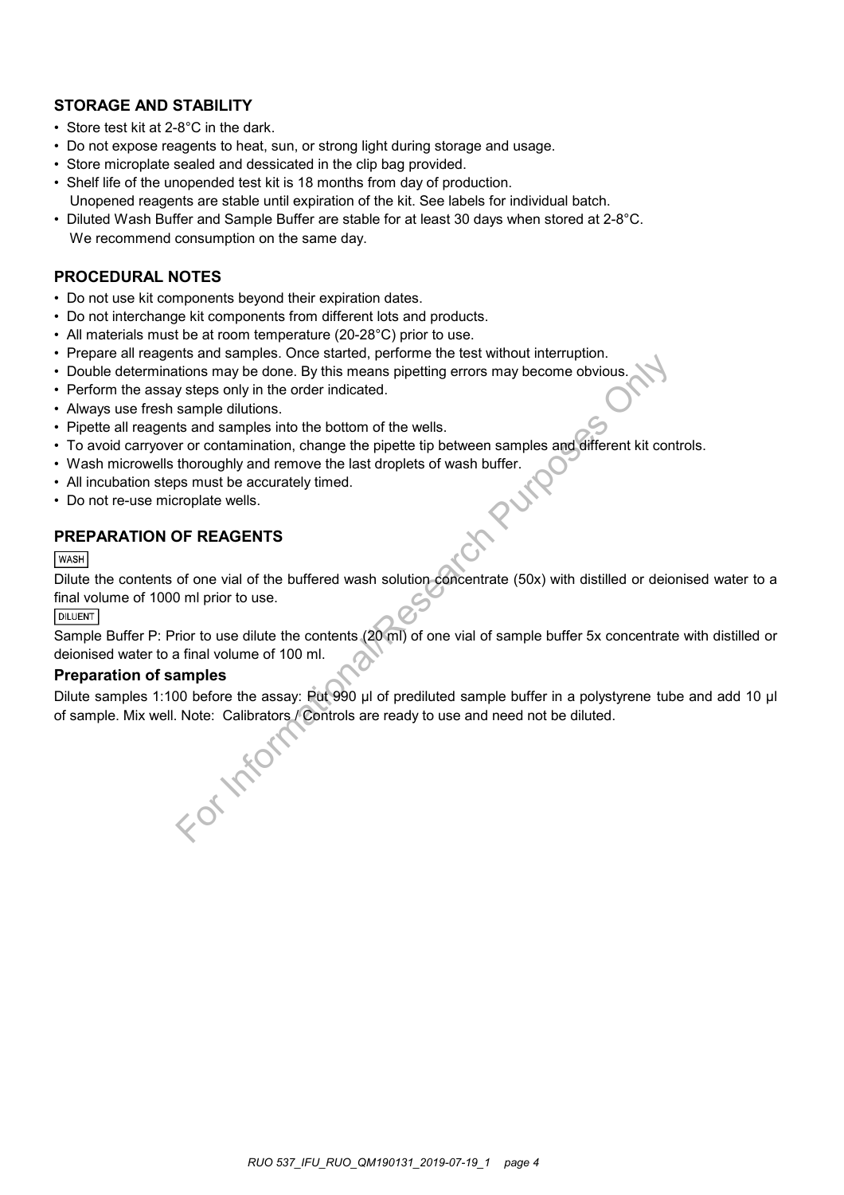## STORAGE AND STABILITY

- Store test kit at 2-8°C in the dark.
- Do not expose reagents to heat, sun, or strong light during storage and usage.
- Store microplate sealed and dessicated in the clip bag provided.
- Shelf life of the unopended test kit is 18 months from day of production.
  Unopened reagents are stable until expiration of the kit. See labels for individual batch.
- Diluted Wash Buffer and Sample Buffer are stable for at least 30 days when stored at 2-8°C.
  We recommend consumption on the same day.

## PROCEDURAL NOTES

- Do not use kit components beyond their expiration dates.
- Do not interchange kit components from different lots and products.
- All materials must be at room temperature (20-28°C) prior to use.
- Prepare all reagents and samples. Once started, performe the test without interruption.
- Double determinations may be done. By this means pipetting errors may become obvious.
- Perform the assay steps only in the order indicated.
- Always use fresh sample dilutions.
- Pipette all reagents and samples into the bottom of the wells.
- To avoid carryover or contamination, change the pipette tip between samples and different kit controls.
- Wash microwells thoroughly and remove the last droplets of wash buffer.
- All incubation steps must be accurately timed.
- Do not re-use microplate wells.

## PREPARATION OF REAGENTS

WASH

Dilute the contents of one vial of the buffered wash solution concentrate (50x) with distilled or deionised water to a final volume of 1000 ml prior to use.

DILUENT

Sample Buffer P: Prior to use dilute the contents (20 ml) of one vial of sample buffer 5x concentrate with distilled or deionised water to a final volume of 100 ml.

### Preparation of samples

Dilute samples 1:100 before the assay: Put 990 µl of prediluted sample buffer in a polystyrene tube and add 10 µl of sample. Mix well. Note: Calibrators / Controls are ready to use and need not be diluted.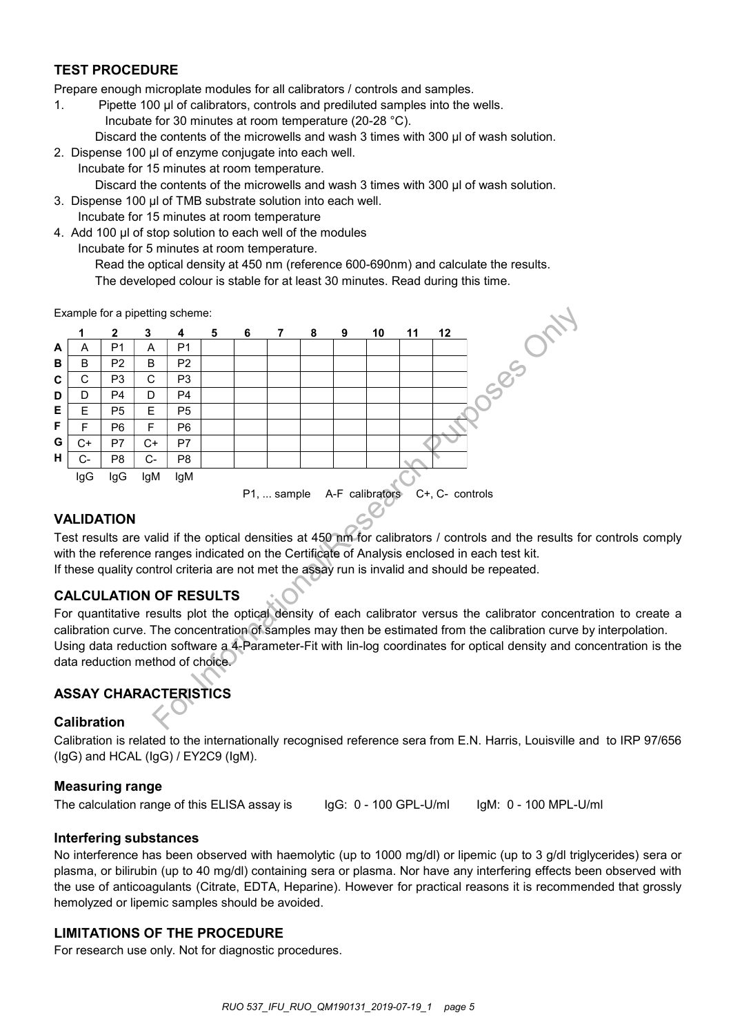## TEST PROCEDURE

Prepare enough microplate modules for all calibrators / controls and samples.

1. Pipette 100 µl of calibrators, controls and prediluted samples into the wells.
   Incubate for 30 minutes at room temperature (20-28 °C).
   Discard the contents of the microwells and wash 3 times with 300 µl of wash solution.
2. Dispense 100 µl of enzyme conjugate into each well.
   Incubate for 15 minutes at room temperature.
   Discard the contents of the microwells and wash 3 times with 300 µl of wash solution.
3. Dispense 100 µl of TMB substrate solution into each well.
   Incubate for 15 minutes at room temperature
4. Add 100 µl of stop solution to each well of the modules
   Incubate for 5 minutes at room temperature.
   Read the optical density at 450 nm (reference 600-690nm) and calculate the results.
   The developed colour is stable for at least 30 minutes. Read during this time.

Example for a pipetting scheme:

| | 1 | 2 | 3 | 4 | 5 | 6 | 7 | 8 | 9 | 10 | 11 | 12 |
|---|---|---|---|---|---|---|---|---|---|---|---|---|
| **A** | A | P1 | A | P1 | | | | | | | | |
| **B** | B | P2 | B | P2 | | | | | | | | |
| **C** | C | P3 | C | P3 | | | | | | | | |
| **D** | D | P4 | D | P4 | | | | | | | | |
| **E** | E | P5 | E | P5 | | | | | | | | |
| **F** | F | P6 | F | P6 | | | | | | | | |
| **G** | C+ | P7 | C+ | P7 | | | | | | | | |
| **H** | C- | P8 | C- | P8 | | | | | | | | |
| | IgG | IgG | IgM | IgM | | | | | | | | |

P1, ... sample    A-F calibrators    C+, C- controls

## VALIDATION

Test results are valid if the optical densities at 450 nm for calibrators / controls and the results for controls comply with the reference ranges indicated on the Certificate of Analysis enclosed in each test kit.
If these quality control criteria are not met the assay run is invalid and should be repeated.

## CALCULATION OF RESULTS

For quantitative results plot the optical density of each calibrator versus the calibrator concentration to create a calibration curve. The concentration of samples may then be estimated from the calibration curve by interpolation.
Using data reduction software a 4-Parameter-Fit with lin-log coordinates for optical density and concentration is the data reduction method of choice.

## ASSAY CHARACTERISTICS

### Calibration

Calibration is related to the internationally recognised reference sera from E.N. Harris, Louisville and to IRP 97/656 (IgG) and HCAL (IgG) / EY2C9 (IgM).

### Measuring range

The calculation range of this ELISA assay is    IgG: 0 - 100 GPL-U/ml    IgM: 0 - 100 MPL-U/ml

### Interfering substances

No interference has been observed with haemolytic (up to 1000 mg/dl) or lipemic (up to 3 g/dl triglycerides) sera or plasma, or bilirubin (up to 40 mg/dl) containing sera or plasma. Nor have any interfering effects been observed with the use of anticoagulants (Citrate, EDTA, Heparine). However for practical reasons it is recommended that grossly hemolyzed or lipemic samples should be avoided.

## LIMITATIONS OF THE PROCEDURE

For research use only. Not for diagnostic procedures.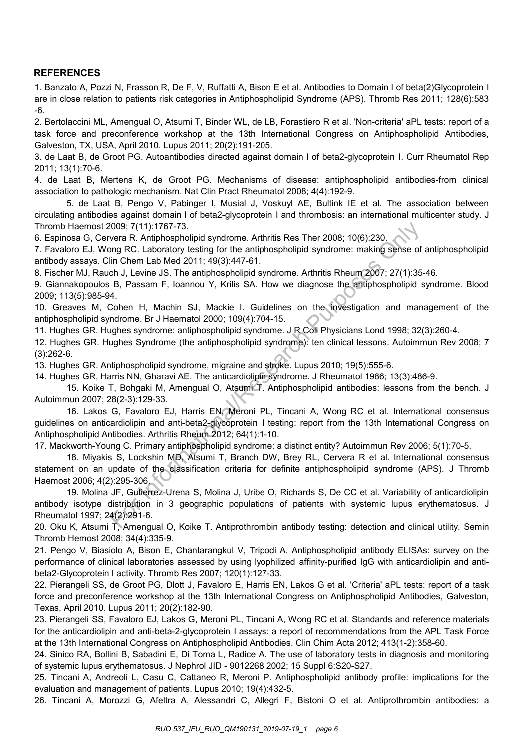## REFERENCES

1. Banzato A, Pozzi N, Frasson R, De F, V, Ruffatti A, Bison E et al. Antibodies to Domain I of beta(2)Glycoprotein I are in close relation to patients risk categories in Antiphospholipid Syndrome (APS). Thromb Res 2011; 128(6):583-6.

2. Bertolaccini ML, Amengual O, Atsumi T, Binder WL, de LB, Forastiero R et al. 'Non-criteria' aPL tests: report of a task force and preconference workshop at the 13th International Congress on Antiphospholipid Antibodies, Galveston, TX, USA, April 2010. Lupus 2011; 20(2):191-205.

3. de Laat B, de Groot PG. Autoantibodies directed against domain I of beta2-glycoprotein I. Curr Rheumatol Rep 2011; 13(1):70-6.

4. de Laat B, Mertens K, de Groot PG. Mechanisms of disease: antiphospholipid antibodies-from clinical association to pathologic mechanism. Nat Clin Pract Rheumatol 2008; 4(4):192-9.

5. de Laat B, Pengo V, Pabinger I, Musial J, Voskuyl AE, Bultink IE et al. The association between circulating antibodies against domain I of beta2-glycoprotein I and thrombosis: an international multicenter study. J Thromb Haemost 2009; 7(11):1767-73.

6. Espinosa G, Cervera R. Antiphospholipid syndrome. Arthritis Res Ther 2008; 10(6):230.

7. Favaloro EJ, Wong RC. Laboratory testing for the antiphospholipid syndrome: making sense of antiphospholipid antibody assays. Clin Chem Lab Med 2011; 49(3):447-61.

8. Fischer MJ, Rauch J, Levine JS. The antiphospholipid syndrome. Arthritis Rheum 2007; 27(1):35-46.

9. Giannakopoulos B, Passam F, Ioannou Y, Krilis SA. How we diagnose the antiphospholipid syndrome. Blood 2009; 113(5):985-94.

10. Greaves M, Cohen H, Machin SJ, Mackie I. Guidelines on the investigation and management of the antiphospholipid syndrome. Br J Haematol 2000; 109(4):704-15.

11. Hughes GR. Hughes syndrome: antiphospholipid syndrome. J R Coll Physicians Lond 1998; 32(3):260-4.

12. Hughes GR. Hughes Syndrome (the antiphospholipid syndrome): ten clinical lessons. Autoimmun Rev 2008; 7 (3):262-6.

13. Hughes GR. Antiphospholipid syndrome, migraine and stroke. Lupus 2010; 19(5):555-6.

14. Hughes GR, Harris NN, Gharavi AE. The anticardiolipin syndrome. J Rheumatol 1986; 13(3):486-9.

15. Koike T, Bohgaki M, Amengual O, Atsumi T. Antiphospholipid antibodies: lessons from the bench. J Autoimmun 2007; 28(2-3):129-33.

16. Lakos G, Favaloro EJ, Harris EN, Meroni PL, Tincani A, Wong RC et al. International consensus guidelines on anticardiolipin and anti-beta2-glycoprotein I testing: report from the 13th International Congress on Antiphospholipid Antibodies. Arthritis Rheum 2012; 64(1):1-10.

17. Mackworth-Young C. Primary antiphospholipid syndrome: a distinct entity? Autoimmun Rev 2006; 5(1):70-5.

18. Miyakis S, Lockshin MD, Atsumi T, Branch DW, Brey RL, Cervera R et al. International consensus statement on an update of the classification criteria for definite antiphospholipid syndrome (APS). J Thromb Haemost 2006; 4(2):295-306.

19. Molina JF, Gutierrez-Urena S, Molina J, Uribe O, Richards S, De CC et al. Variability of anticardiolipin antibody isotype distribution in 3 geographic populations of patients with systemic lupus erythematosus. J Rheumatol 1997; 24(2):291-6.

20. Oku K, Atsumi T, Amengual O, Koike T. Antiprothrombin antibody testing: detection and clinical utility. Semin Thromb Hemost 2008; 34(4):335-9.

21. Pengo V, Biasiolo A, Bison E, Chantarangkul V, Tripodi A. Antiphospholipid antibody ELISAs: survey on the performance of clinical laboratories assessed by using lyophilized affinity-purified IgG with anticardiolipin and anti-beta2-Glycoprotein I activity. Thromb Res 2007; 120(1):127-33.

22. Pierangeli SS, de Groot PG, Dlott J, Favaloro E, Harris EN, Lakos G et al. 'Criteria' aPL tests: report of a task force and preconference workshop at the 13th International Congress on Antiphospholipid Antibodies, Galveston, Texas, April 2010. Lupus 2011; 20(2):182-90.

23. Pierangeli SS, Favaloro EJ, Lakos G, Meroni PL, Tincani A, Wong RC et al. Standards and reference materials for the anticardiolipin and anti-beta-2-glycoprotein I assays: a report of recommendations from the APL Task Force at the 13th International Congress on Antiphospholipid Antibodies. Clin Chim Acta 2012; 413(1-2):358-60.

24. Sinico RA, Bollini B, Sabadini E, Di Toma L, Radice A. The use of laboratory tests in diagnosis and monitoring of systemic lupus erythematosus. J Nephrol JID - 9012268 2002; 15 Suppl 6:S20-S27.

25. Tincani A, Andreoli L, Casu C, Cattaneo R, Meroni P. Antiphospholipid antibody profile: implications for the evaluation and management of patients. Lupus 2010; 19(4):432-5.

26. Tincani A, Morozzi G, Afeltra A, Alessandri C, Allegri F, Bistoni O et al. Antiprothrombin antibodies: a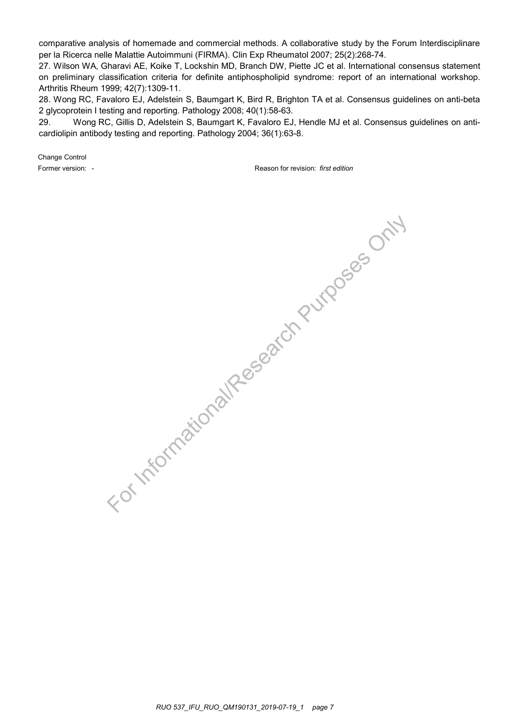comparative analysis of homemade and commercial methods. A collaborative study by the Forum Interdisciplinare per la Ricerca nelle Malattie Autoimmuni (FIRMA). Clin Exp Rheumatol 2007; 25(2):268-74.

27. Wilson WA, Gharavi AE, Koike T, Lockshin MD, Branch DW, Piette JC et al. International consensus statement on preliminary classification criteria for definite antiphospholipid syndrome: report of an international workshop. Arthritis Rheum 1999; 42(7):1309-11.

28. Wong RC, Favaloro EJ, Adelstein S, Baumgart K, Bird R, Brighton TA et al. Consensus guidelines on anti-beta 2 glycoprotein I testing and reporting. Pathology 2008; 40(1):58-63.

29. Wong RC, Gillis D, Adelstein S, Baumgart K, Favaloro EJ, Hendle MJ et al. Consensus guidelines on anti-cardiolipin antibody testing and reporting. Pathology 2004; 36(1):63-8.

Change Control

Former version: -

Reason for revision: *first edition*

For Informational/Research Purposes Only